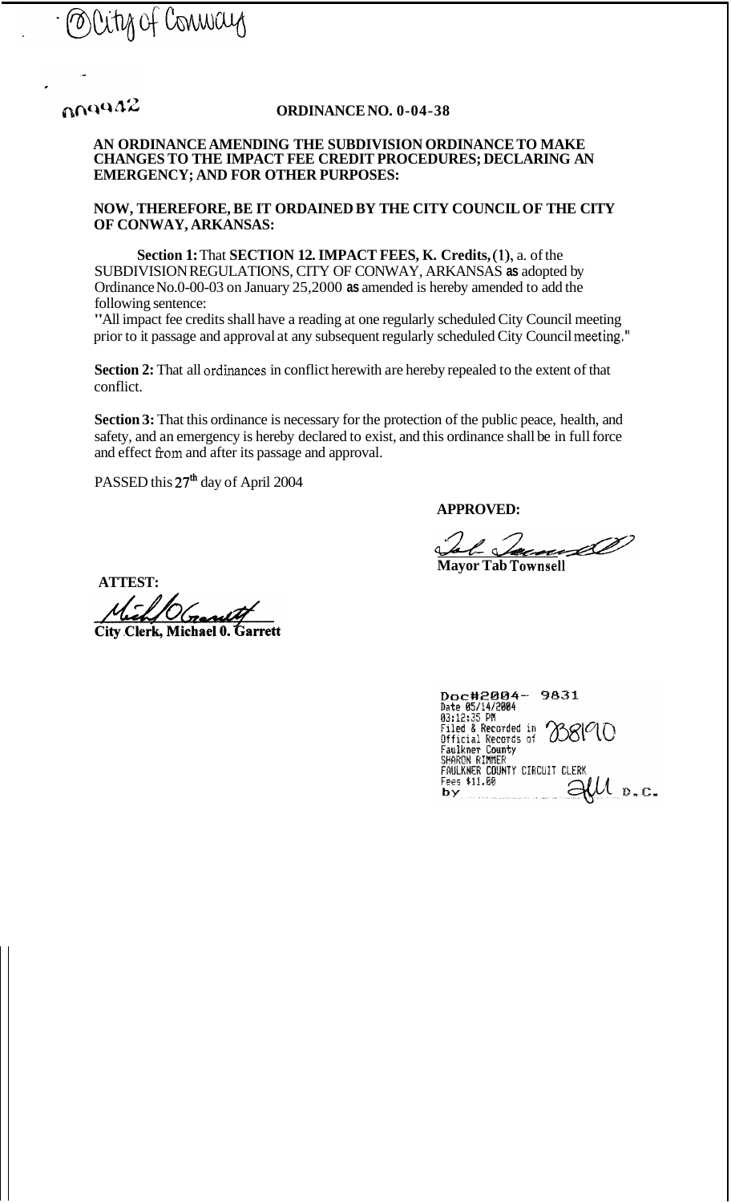- ⑦ City of Conway

000942

# ORDINANCE NO. 0-04-38

**AN ORDINANCE AMENDING THE SUBDIVISION ORDINANCE TO MAKE CHANGES TO THE IMPACT FEE CREDIT PROCEDURES; DECLARING AN EMERGENCY; AND FOR OTHER PURPOSES:**

**NOW, THEREFORE, BE IT ORDAINED BY THE CITY COUNCIL OF THE CITY OF CONWAY, ARKANSAS:**

**Section 1:** That **SECTION 12. IMPACT FEES, K. Credits, (1)**, a. of the SUBDIVISION REGULATIONS, CITY OF CONWAY, ARKANSAS **as** adopted by Ordinance No.0-00-03 on January 25,2000 **as** amended is hereby amended to add the following sentence:

"All impact fee credits shall have a reading at one regularly scheduled City Council meeting prior to it passage and approval at any subsequent regularly scheduled City Council meeting."

**Section 2:** That all ordinances in conflict herewith are hereby repealed to the extent of that conflict.

**Section 3:** That this ordinance is necessary for the protection of the public peace, health, and safety, and an emergency is hereby declared to exist, and this ordinance shall be in full force and effect from and after its passage and approval.

PASSED this 27th day of April 2004

**APPROVED:**

**Mayor Tab Townsell**

**ATTEST:**

**City Clerk, Michael 0. Garrett**

Doc#2004- 9831
Date 05/14/2004
03:12:35 PM
Filed & Recorded in Official Records of Faulkner County 738190
SHARON RIMMER
FAULKNER COUNTY CIRCUIT CLERK
Fees $11.00
by D.C.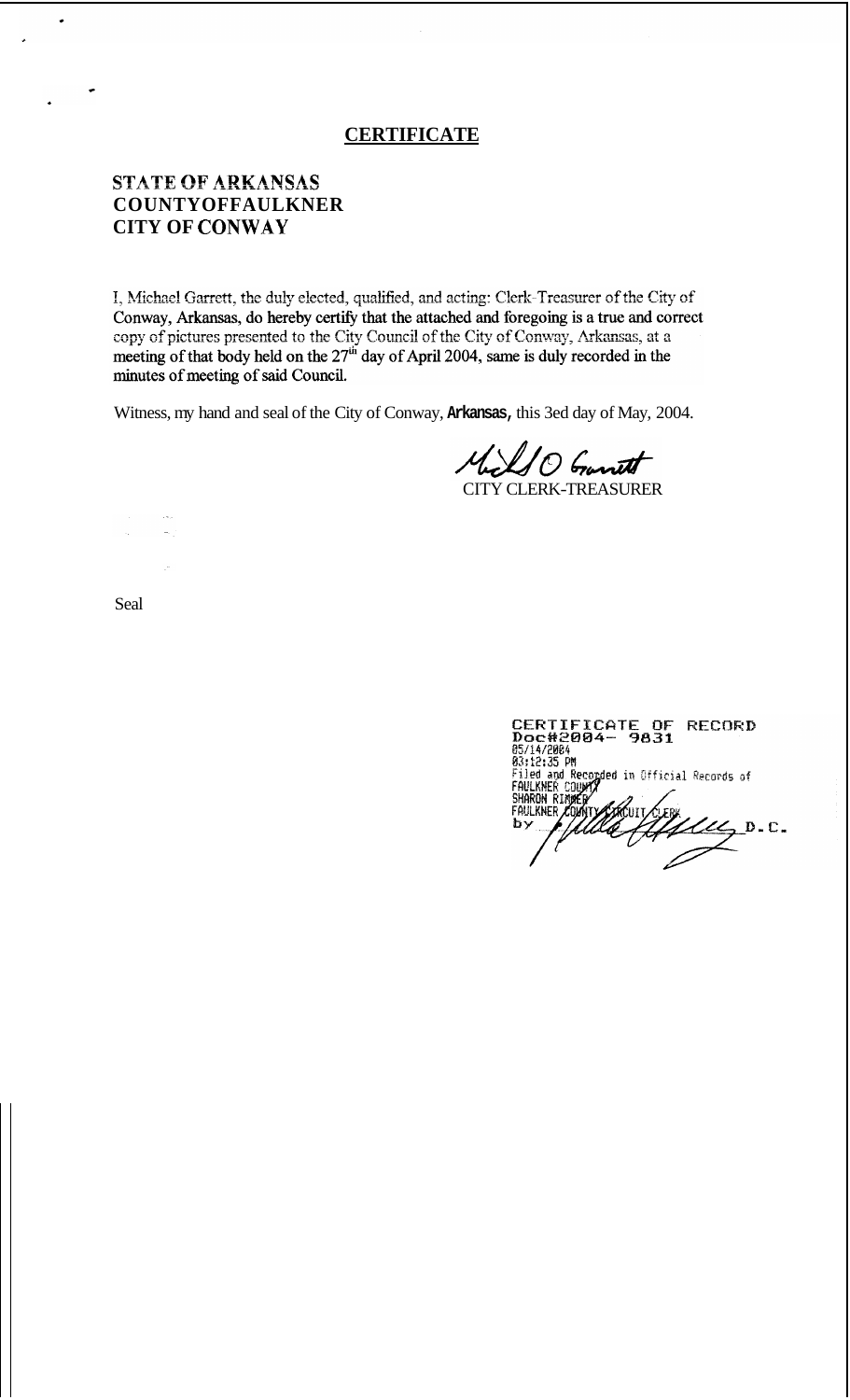# CERTIFICATE

**STATE OF ARKANSAS**
**COUNTYOFFAULKNER**
**CITY OF CONWAY**

I, Michael Garrett, the duly elected, qualified, and acting: Clerk-Treasurer of the City of Conway, Arkansas, do hereby certify that the attached and foregoing is a true and correct copy of pictures presented to the City Council of the City of Conway, Arkansas, at a meeting of that body held on the 27th day of April 2004, same is duly recorded in the minutes of meeting of said Council.

Witness, my hand and seal of the City of Conway, **Arkansas,** this 3ed day of May, 2004.

CITY CLERK-TREASURER

Seal

CERTIFICATE OF RECORD
Doc#2004- 9831
05/14/2004
03:12:35 PM
Filed and Recorded in Official Records of
FAULKNER COUNTY
SHARON RIMMER
FAULKNER COUNTY CIRCUIT CLERK
by D.C.